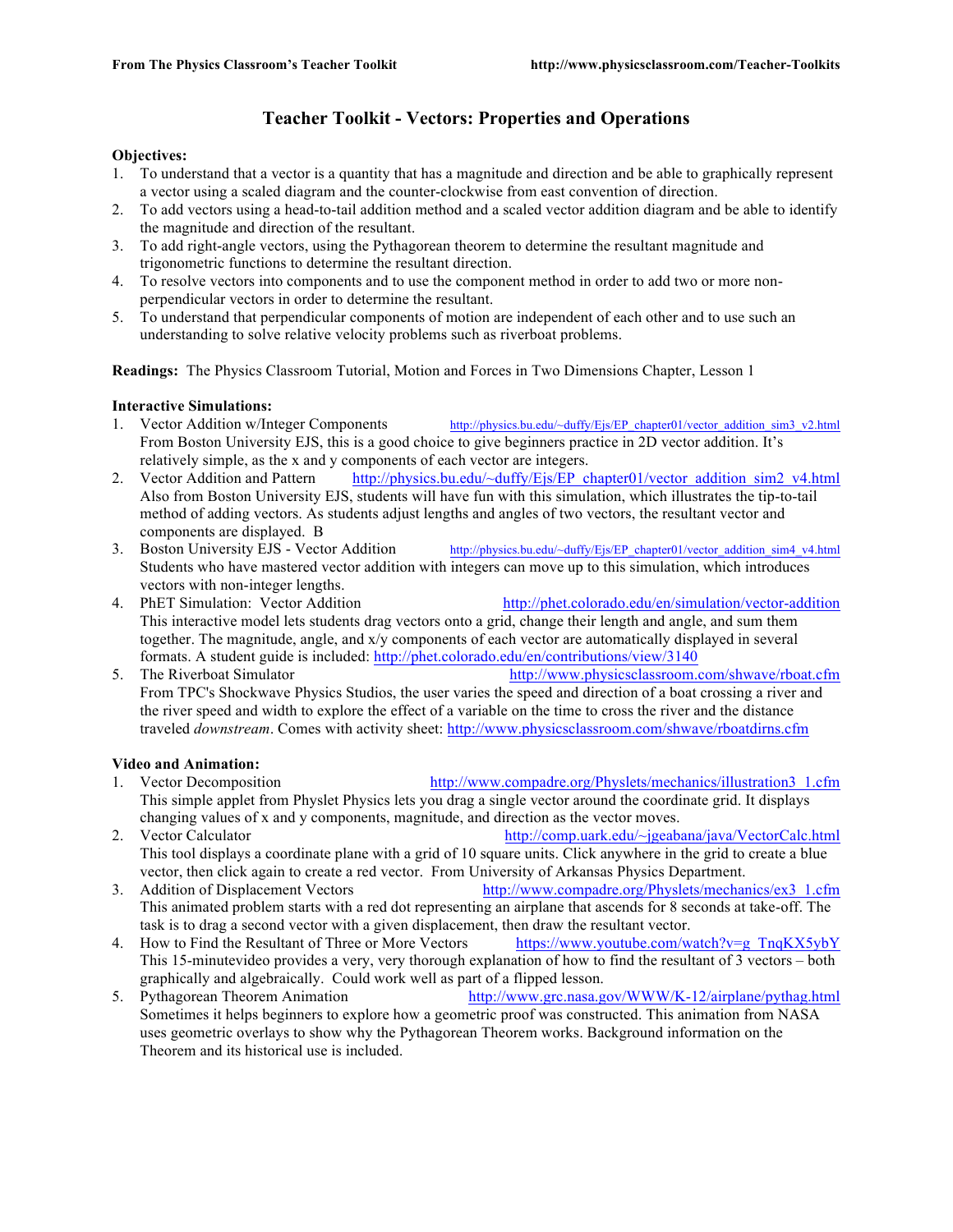# Teacher Toolkit - Vectors: Properties and Operations

**Objectives:**

1. To understand that a vector is a quantity that has a magnitude and direction and be able to graphically represent a vector using a scaled diagram and the counter-clockwise from east convention of direction.
2. To add vectors using a head-to-tail addition method and a scaled vector addition diagram and be able to identify the magnitude and direction of the resultant.
3. To add right-angle vectors, using the Pythagorean theorem to determine the resultant magnitude and trigonometric functions to determine the resultant direction.
4. To resolve vectors into components and to use the component method in order to add two or more non-perpendicular vectors in order to determine the resultant.
5. To understand that perpendicular components of motion are independent of each other and to use such an understanding to solve relative velocity problems such as riverboat problems.

**Readings:** The Physics Classroom Tutorial, Motion and Forces in Two Dimensions Chapter, Lesson 1

**Interactive Simulations:**

1. Vector Addition w/Integer Components http://physics.bu.edu/~duffy/Ejs/EP_chapter01/vector_addition_sim3_v2.html
   From Boston University EJS, this is a good choice to give beginners practice in 2D vector addition. It's relatively simple, as the x and y components of each vector are integers.
2. Vector Addition and Pattern http://physics.bu.edu/~duffy/Ejs/EP_chapter01/vector_addition_sim2_v4.html
   Also from Boston University EJS, students will have fun with this simulation, which illustrates the tip-to-tail method of adding vectors. As students adjust lengths and angles of two vectors, the resultant vector and components are displayed. B
3. Boston University EJS - Vector Addition http://physics.bu.edu/~duffy/Ejs/EP_chapter01/vector_addition_sim4_v4.html
   Students who have mastered vector addition with integers can move up to this simulation, which introduces vectors with non-integer lengths.
4. PhET Simulation: Vector Addition http://phet.colorado.edu/en/simulation/vector-addition
   This interactive model lets students drag vectors onto a grid, change their length and angle, and sum them together. The magnitude, angle, and x/y components of each vector are automatically displayed in several formats. A student guide is included: http://phet.colorado.edu/en/contributions/view/3140
5. The Riverboat Simulator http://www.physicsclassroom.com/shwave/rboat.cfm
   From TPC's Shockwave Physics Studios, the user varies the speed and direction of a boat crossing a river and the river speed and width to explore the effect of a variable on the time to cross the river and the distance traveled *downstream*. Comes with activity sheet: http://www.physicsclassroom.com/shwave/rboatdirns.cfm

**Video and Animation:**

1. Vector Decomposition http://www.compadre.org/Physlets/mechanics/illustration3_1.cfm
   This simple applet from Physlet Physics lets you drag a single vector around the coordinate grid. It displays changing values of x and y components, magnitude, and direction as the vector moves.
2. Vector Calculator http://comp.uark.edu/~jgeabana/java/VectorCalc.html
   This tool displays a coordinate plane with a grid of 10 square units. Click anywhere in the grid to create a blue vector, then click again to create a red vector. From University of Arkansas Physics Department.
3. Addition of Displacement Vectors http://www.compadre.org/Physlets/mechanics/ex3_1.cfm
   This animated problem starts with a red dot representing an airplane that ascends for 8 seconds at take-off. The task is to drag a second vector with a given displacement, then draw the resultant vector.
4. How to Find the Resultant of Three or More Vectors https://www.youtube.com/watch?v=g_TnqKX5ybY
   This 15-minutevideo provides a very, very thorough explanation of how to find the resultant of 3 vectors – both graphically and algebraically. Could work well as part of a flipped lesson.
5. Pythagorean Theorem Animation http://www.grc.nasa.gov/WWW/K-12/airplane/pythag.html
   Sometimes it helps beginners to explore how a geometric proof was constructed. This animation from NASA uses geometric overlays to show why the Pythagorean Theorem works. Background information on the Theorem and its historical use is included.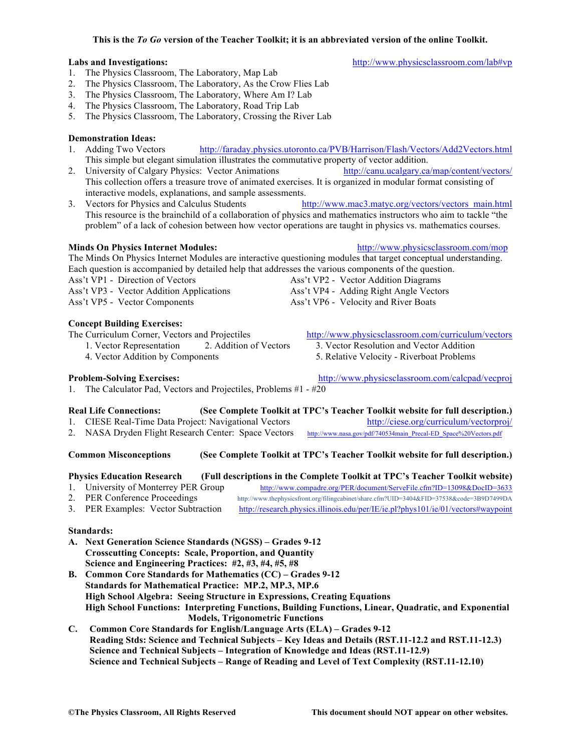**This is the *To Go* version of the Teacher Toolkit; it is an abbreviated version of the online Toolkit.**

**Labs and Investigations:** http://www.physicsclassroom.com/lab#vp

1. The Physics Classroom, The Laboratory, Map Lab
2. The Physics Classroom, The Laboratory, As the Crow Flies Lab
3. The Physics Classroom, The Laboratory, Where Am I? Lab
4. The Physics Classroom, The Laboratory, Road Trip Lab
5. The Physics Classroom, The Laboratory, Crossing the River Lab

**Demonstration Ideas:**

1. Adding Two Vectors http://faraday.physics.utoronto.ca/PVB/Harrison/Flash/Vectors/Add2Vectors.html
   This simple but elegant simulation illustrates the commutative property of vector addition.
2. University of Calgary Physics: Vector Animations http://canu.ucalgary.ca/map/content/vectors/
   This collection offers a treasure trove of animated exercises. It is organized in modular format consisting of interactive models, explanations, and sample assessments.
3. Vectors for Physics and Calculus Students http://www.mac3.matyc.org/vectors/vectors_main.html
   This resource is the brainchild of a collaboration of physics and mathematics instructors who aim to tackle "the problem" of a lack of cohesion between how vector operations are taught in physics vs. mathematics courses.

**Minds On Physics Internet Modules:** http://www.physicsclassroom.com/mop

The Minds On Physics Internet Modules are interactive questioning modules that target conceptual understanding. Each question is accompanied by detailed help that addresses the various components of the question.

- Ass't VP1 - Direction of Vectors
- Ass't VP2 - Vector Addition Diagrams
- Ass't VP3 - Vector Addition Applications
- Ass't VP4 - Adding Right Angle Vectors
- Ass't VP5 - Vector Components
- Ass't VP6 - Velocity and River Boats

**Concept Building Exercises:**

The Curriculum Corner, Vectors and Projectiles http://www.physicsclassroom.com/curriculum/vectors

1. Vector Representation
2. Addition of Vectors
3. Vector Resolution and Vector Addition
4. Vector Addition by Components
5. Relative Velocity - Riverboat Problems

**Problem-Solving Exercises:** http://www.physicsclassroom.com/calcpad/vecproj

1. The Calculator Pad, Vectors and Projectiles, Problems #1 - #20

**Real Life Connections:** **(See Complete Toolkit at TPC's Teacher Toolkit website for full description.)**

1. CIESE Real-Time Data Project: Navigational Vectors http://ciese.org/curriculum/vectorproj/
2. NASA Dryden Flight Research Center: Space Vectors http://www.nasa.gov/pdf/740534main_Precal-ED_Space%20Vectors.pdf

**Common Misconceptions** **(See Complete Toolkit at TPC's Teacher Toolkit website for full description.)**

**Physics Education Research** **(Full descriptions in the Complete Toolkit at TPC's Teacher Toolkit website)**

1. University of Monterrey PER Group http://www.compadre.org/PER/document/ServeFile.cfm?ID=13098&DocID=3633
2. PER Conference Proceedings http://www.thephysicsfront.org/filingcabinet/share.cfm?UID=3404&FID=37538&code=3B9D7499DA
3. PER Examples: Vector Subtraction http://research.physics.illinois.edu/per/IE/ie.pl?phys101/ie/01/vectors#waypoint

**Standards:**

**A. Next Generation Science Standards (NGSS) – Grades 9-12**
**Crosscutting Concepts: Scale, Proportion, and Quantity**
**Science and Engineering Practices: #2, #3, #4, #5, #8**

**B. Common Core Standards for Mathematics (CC) – Grades 9-12**
**Standards for Mathematical Practice: MP.2, MP.3, MP.6**
**High School Algebra: Seeing Structure in Expressions, Creating Equations**
**High School Functions: Interpreting Functions, Building Functions, Linear, Quadratic, and Exponential Models, Trigonometric Functions**

**C. Common Core Standards for English/Language Arts (ELA) – Grades 9-12**
**Reading Stds: Science and Technical Subjects – Key Ideas and Details (RST.11-12.2 and RST.11-12.3)**
**Science and Technical Subjects – Integration of Knowledge and Ideas (RST.11-12.9)**
**Science and Technical Subjects – Range of Reading and Level of Text Complexity (RST.11-12.10)**

**©The Physics Classroom, All Rights Reserved** **This document should NOT appear on other websites.**